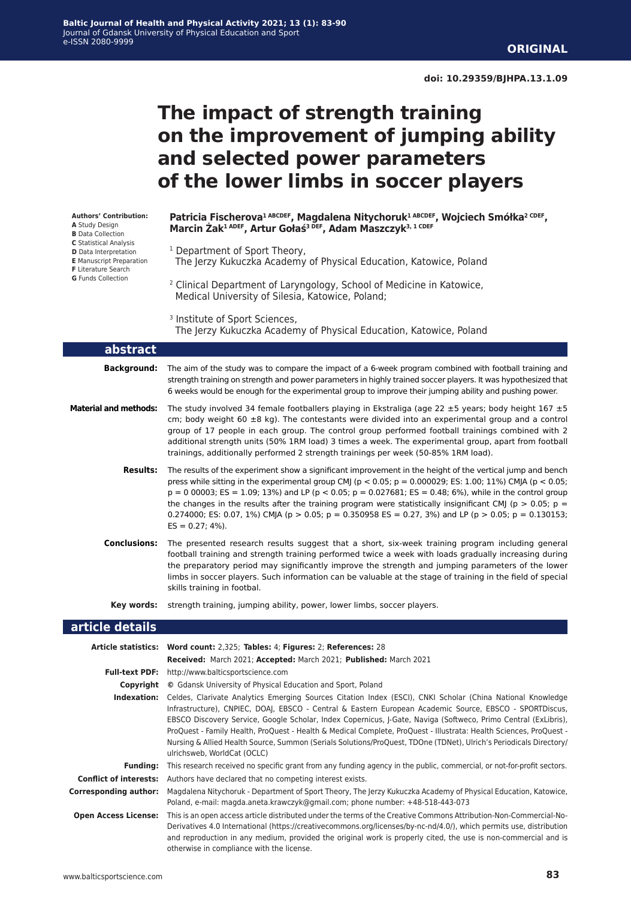**ORIGINAL**

**doi: 10.29359/BJHPA.13.1.09**

# The impact of strength training on the improvement of jumping ability and selected power parameters of the lower limbs in soccer players

**Authors' Contribution:**
**A** Study Design
**B** Data Collection
**C** Statistical Analysis
**D** Data Interpretation
**E** Manuscript Preparation
**F** Literature Search
**G** Funds Collection

**Patricia Fischerova[1 ABCDEF], Magdalena Nitychoruk[1 ABCDEF], Wojciech Smółka[2 CDEF], Marcin Żak[1 ADEF], Artur Gołaś[3 DEF], Adam Maszczyk[3, 1 CDEF]**

[1] Department of Sport Theory, The Jerzy Kukuczka Academy of Physical Education, Katowice, Poland

[2] Clinical Department of Laryngology, School of Medicine in Katowice, Medical University of Silesia, Katowice, Poland;

[3] Institute of Sport Sciences, The Jerzy Kukuczka Academy of Physical Education, Katowice, Poland

## abstract

**Background:** The aim of the study was to compare the impact of a 6-week program combined with football training and strength training on strength and power parameters in highly trained soccer players. It was hypothesized that 6 weeks would be enough for the experimental group to improve their jumping ability and pushing power.

**Material and methods:** The study involved 34 female footballers playing in Ekstraliga (age 22 ±5 years; body height 167 ±5 cm; body weight 60 ±8 kg). The contestants were divided into an experimental group and a control group of 17 people in each group. The control group performed football trainings combined with 2 additional strength units (50% 1RM load) 3 times a week. The experimental group, apart from football trainings, additionally performed 2 strength trainings per week (50-85% 1RM load).

**Results:** The results of the experiment show a significant improvement in the height of the vertical jump and bench press while sitting in the experimental group CMJ ($p < 0.05$; $p = 0.000029$; ES: 1.00; 11%) CMJA ($p < 0.05$; $p = 0\ 00003$; ES = 1.09; 13%) and LP ($p < 0.05$; $p = 0.027681$; ES = 0.48; 6%), while in the control group the changes in the results after the training program were statistically insignificant CMJ ($p > 0.05$; $p = 0.274000$; ES: 0.07, 1%) CMJA ($p > 0.05$; $p = 0.350958$ ES = 0.27, 3%) and LP ($p > 0.05$; $p = 0.130153$; ES = 0.27; 4%).

**Conclusions:** The presented research results suggest that a short, six-week training program including general football training and strength training performed twice a week with loads gradually increasing during the preparatory period may significantly improve the strength and jumping parameters of the lower limbs in soccer players. Such information can be valuable at the stage of training in the field of special skills training in footbal.

**Key words:** strength training, jumping ability, power, lower limbs, soccer players.

## article details

**Article statistics:** **Word count:** 2,325; **Tables:** 4; **Figures:** 2; **References:** 28
**Received:** March 2021; **Accepted:** March 2021; **Published:** March 2021

**Full-text PDF:** http://www.balticsportscience.com

**Copyright** © Gdansk University of Physical Education and Sport, Poland

**Indexation:** Celdes, Clarivate Analytics Emerging Sources Citation Index (ESCI), CNKI Scholar (China National Knowledge Infrastructure), CNPIEC, DOAJ, EBSCO - Central & Eastern European Academic Source, EBSCO - SPORTDiscus, EBSCO Discovery Service, Google Scholar, Index Copernicus, J-Gate, Naviga (Softweco, Primo Central (ExLibris), ProQuest - Family Health, ProQuest - Health & Medical Complete, ProQuest - Illustrata: Health Sciences, ProQuest - Nursing & Allied Health Source, Summon (Serials Solutions/ProQuest, TDOne (TDNet), Ulrich's Periodicals Directory/ulrichsweb, WorldCat (OCLC)

**Funding:** This research received no specific grant from any funding agency in the public, commercial, or not-for-profit sectors.

**Conflict of interests:** Authors have declared that no competing interest exists.

**Corresponding author:** Magdalena Nitychoruk - Department of Sport Theory, The Jerzy Kukuczka Academy of Physical Education, Katowice, Poland, e-mail: magda.aneta.krawczyk@gmail.com; phone number: +48-518-443-073

**Open Access License:** This is an open access article distributed under the terms of the Creative Commons Attribution-Non-Commercial-No-Derivatives 4.0 International (https://creativecommons.org/licenses/by-nc-nd/4.0/), which permits use, distribution and reproduction in any medium, provided the original work is properly cited, the use is non-commercial and is otherwise in compliance with the license.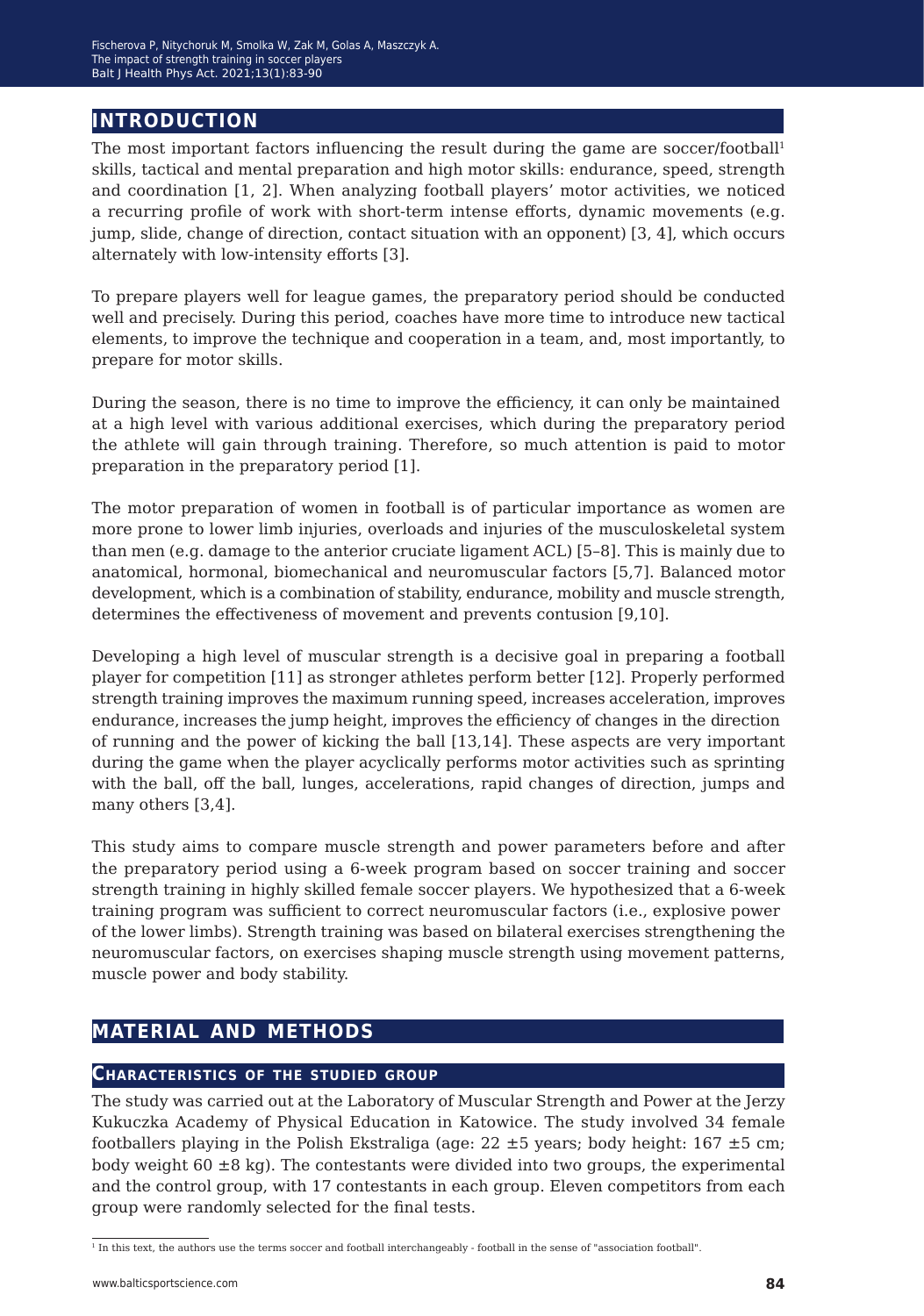## INTRODUCTION

The most important factors influencing the result during the game are soccer/football[1] skills, tactical and mental preparation and high motor skills: endurance, speed, strength and coordination [1, 2]. When analyzing football players' motor activities, we noticed a recurring profile of work with short-term intense efforts, dynamic movements (e.g. jump, slide, change of direction, contact situation with an opponent) [3, 4], which occurs alternately with low-intensity efforts [3].

To prepare players well for league games, the preparatory period should be conducted well and precisely. During this period, coaches have more time to introduce new tactical elements, to improve the technique and cooperation in a team, and, most importantly, to prepare for motor skills.

During the season, there is no time to improve the efficiency, it can only be maintained at a high level with various additional exercises, which during the preparatory period the athlete will gain through training. Therefore, so much attention is paid to motor preparation in the preparatory period [1].

The motor preparation of women in football is of particular importance as women are more prone to lower limb injuries, overloads and injuries of the musculoskeletal system than men (e.g. damage to the anterior cruciate ligament ACL) [5–8]. This is mainly due to anatomical, hormonal, biomechanical and neuromuscular factors [5,7]. Balanced motor development, which is a combination of stability, endurance, mobility and muscle strength, determines the effectiveness of movement and prevents contusion [9,10].

Developing a high level of muscular strength is a decisive goal in preparing a football player for competition [11] as stronger athletes perform better [12]. Properly performed strength training improves the maximum running speed, increases acceleration, improves endurance, increases the jump height, improves the efficiency of changes in the direction of running and the power of kicking the ball [13,14]. These aspects are very important during the game when the player acyclically performs motor activities such as sprinting with the ball, off the ball, lunges, accelerations, rapid changes of direction, jumps and many others [3,4].

This study aims to compare muscle strength and power parameters before and after the preparatory period using a 6-week program based on soccer training and soccer strength training in highly skilled female soccer players. We hypothesized that a 6-week training program was sufficient to correct neuromuscular factors (i.e., explosive power of the lower limbs). Strength training was based on bilateral exercises strengthening the neuromuscular factors, on exercises shaping muscle strength using movement patterns, muscle power and body stability.

## MATERIAL AND METHODS

### CHARACTERISTICS OF THE STUDIED GROUP

The study was carried out at the Laboratory of Muscular Strength and Power at the Jerzy Kukuczka Academy of Physical Education in Katowice. The study involved 34 female footballers playing in the Polish Ekstraliga (age: 22 ±5 years; body height: 167 ±5 cm; body weight 60 ±8 kg). The contestants were divided into two groups, the experimental and the control group, with 17 contestants in each group. Eleven competitors from each group were randomly selected for the final tests.

[1] In this text, the authors use the terms soccer and football interchangeably - football in the sense of "association football".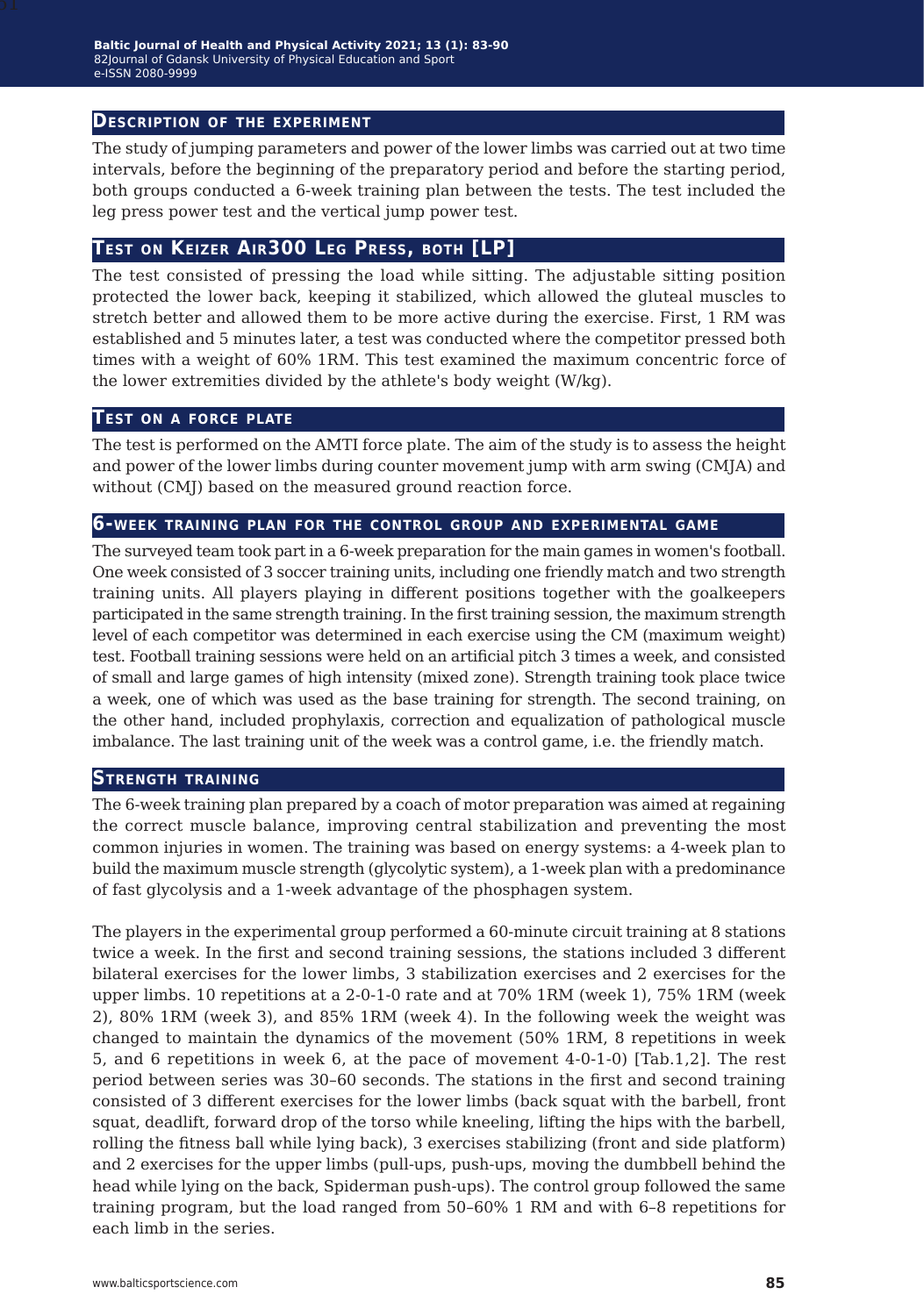## Description of the experiment

The study of jumping parameters and power of the lower limbs was carried out at two time intervals, before the beginning of the preparatory period and before the starting period, both groups conducted a 6-week training plan between the tests. The test included the leg press power test and the vertical jump power test.

## Test on Keizer Air300 Leg Press, both [LP]

The test consisted of pressing the load while sitting. The adjustable sitting position protected the lower back, keeping it stabilized, which allowed the gluteal muscles to stretch better and allowed them to be more active during the exercise. First, 1 RM was established and 5 minutes later, a test was conducted where the competitor pressed both times with a weight of 60% 1RM. This test examined the maximum concentric force of the lower extremities divided by the athlete's body weight (W/kg).

## Test on a force plate

The test is performed on the AMTI force plate. The aim of the study is to assess the height and power of the lower limbs during counter movement jump with arm swing (CMJA) and without (CMJ) based on the measured ground reaction force.

## 6-week training plan for the control group and experimental game

The surveyed team took part in a 6-week preparation for the main games in women's football. One week consisted of 3 soccer training units, including one friendly match and two strength training units. All players playing in different positions together with the goalkeepers participated in the same strength training. In the first training session, the maximum strength level of each competitor was determined in each exercise using the CM (maximum weight) test. Football training sessions were held on an artificial pitch 3 times a week, and consisted of small and large games of high intensity (mixed zone). Strength training took place twice a week, one of which was used as the base training for strength. The second training, on the other hand, included prophylaxis, correction and equalization of pathological muscle imbalance. The last training unit of the week was a control game, i.e. the friendly match.

## Strength training

The 6-week training plan prepared by a coach of motor preparation was aimed at regaining the correct muscle balance, improving central stabilization and preventing the most common injuries in women. The training was based on energy systems: a 4-week plan to build the maximum muscle strength (glycolytic system), a 1-week plan with a predominance of fast glycolysis and a 1-week advantage of the phosphagen system.

The players in the experimental group performed a 60-minute circuit training at 8 stations twice a week. In the first and second training sessions, the stations included 3 different bilateral exercises for the lower limbs, 3 stabilization exercises and 2 exercises for the upper limbs. 10 repetitions at a 2-0-1-0 rate and at 70% 1RM (week 1), 75% 1RM (week 2), 80% 1RM (week 3), and 85% 1RM (week 4). In the following week the weight was changed to maintain the dynamics of the movement (50% 1RM, 8 repetitions in week 5, and 6 repetitions in week 6, at the pace of movement 4-0-1-0) [Tab.1,2]. The rest period between series was 30–60 seconds. The stations in the first and second training consisted of 3 different exercises for the lower limbs (back squat with the barbell, front squat, deadlift, forward drop of the torso while kneeling, lifting the hips with the barbell, rolling the fitness ball while lying back), 3 exercises stabilizing (front and side platform) and 2 exercises for the upper limbs (pull-ups, push-ups, moving the dumbbell behind the head while lying on the back, Spiderman push-ups). The control group followed the same training program, but the load ranged from 50–60% 1 RM and with 6–8 repetitions for each limb in the series.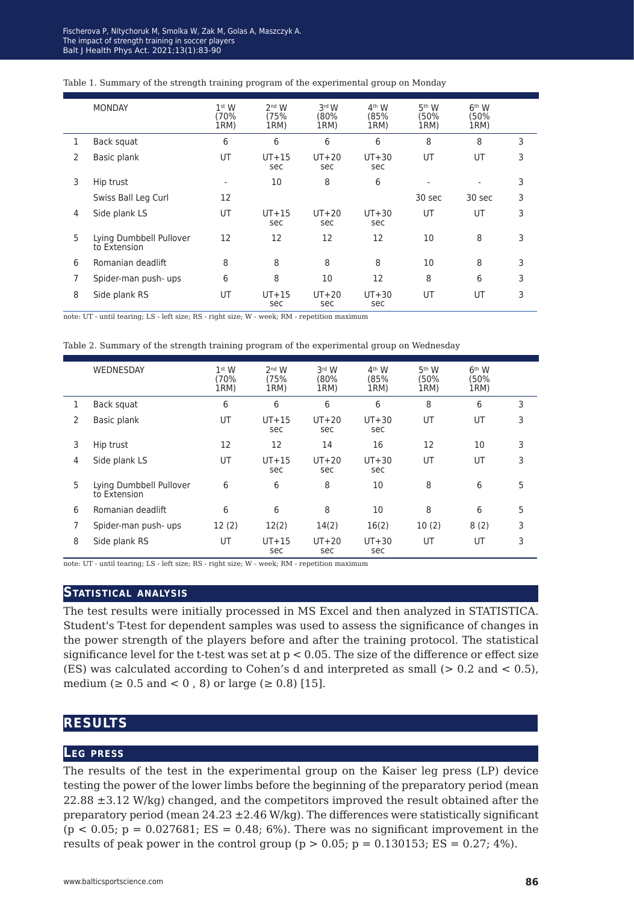Table 1. Summary of the strength training program of the experimental group on Monday

| | MONDAY | 1st W (70% 1RM) | 2nd W (75% 1RM) | 3rd W (80% 1RM) | 4th W (85% 1RM) | 5th W (50% 1RM) | 6th W (50% 1RM) | |
|---|---|---|---|---|---|---|---|---|
| 1 | Back squat | 6 | 6 | 6 | 6 | 8 | 8 | 3 |
| 2 | Basic plank | UT | UT+15 sec | UT+20 sec | UT+30 sec | UT | UT | 3 |
| 3 | Hip trust | - | 10 | 8 | 6 | - | - | 3 |
| | Swiss Ball Leg Curl | 12 | | | | 30 sec | 30 sec | 3 |
| 4 | Side plank LS | UT | UT+15 sec | UT+20 sec | UT+30 sec | UT | UT | 3 |
| 5 | Lying Dumbbell Pullover to Extension | 12 | 12 | 12 | 12 | 10 | 8 | 3 |
| 6 | Romanian deadlift | 8 | 8 | 8 | 8 | 10 | 8 | 3 |
| 7 | Spider-man push- ups | 6 | 8 | 10 | 12 | 8 | 6 | 3 |
| 8 | Side plank RS | UT | UT+15 sec | UT+20 sec | UT+30 sec | UT | UT | 3 |

note: UT - until tearing; LS - left size; RS - right size; W - week; RM - repetition maximum

Table 2. Summary of the strength training program of the experimental group on Wednesday

| | WEDNESDAY | 1st W (70% 1RM) | 2nd W (75% 1RM) | 3rd W (80% 1RM) | 4th W (85% 1RM) | 5th W (50% 1RM) | 6th W (50% 1RM) | |
|---|---|---|---|---|---|---|---|---|
| 1 | Back squat | 6 | 6 | 6 | 6 | 8 | 6 | 3 |
| 2 | Basic plank | UT | UT+15 sec | UT+20 sec | UT+30 sec | UT | UT | 3 |
| 3 | Hip trust | 12 | 12 | 14 | 16 | 12 | 10 | 3 |
| 4 | Side plank LS | UT | UT+15 sec | UT+20 sec | UT+30 sec | UT | UT | 3 |
| 5 | Lying Dumbbell Pullover to Extension | 6 | 6 | 8 | 10 | 8 | 6 | 5 |
| 6 | Romanian deadlift | 6 | 6 | 8 | 10 | 8 | 6 | 5 |
| 7 | Spider-man push- ups | 12 (2) | 12(2) | 14(2) | 16(2) | 10 (2) | 8 (2) | 3 |
| 8 | Side plank RS | UT | UT+15 sec | UT+20 sec | UT+30 sec | UT | UT | 3 |

note: UT - until tearing; LS - left size; RS - right size; W - week; RM - repetition maximum

## Statistical analysis

The test results were initially processed in MS Excel and then analyzed in STATISTICA. Student's T-test for dependent samples was used to assess the significance of changes in the power strength of the players before and after the training protocol. The statistical significance level for the t-test was set at $p < 0.05$. The size of the difference or effect size (ES) was calculated according to Cohen's d and interpreted as small (> 0.2 and < 0.5), medium (≥ 0.5 and < 0 , 8) or large (≥ 0.8) [15].

# Results

## Leg press

The results of the test in the experimental group on the Kaiser leg press (LP) device testing the power of the lower limbs before the beginning of the preparatory period (mean 22.88 ±3.12 W/kg) changed, and the competitors improved the result obtained after the preparatory period (mean 24.23 ±2.46 W/kg). The differences were statistically significant ($p < 0.05$; $p = 0.027681$; ES = 0.48; 6%). There was no significant improvement in the results of peak power in the control group ($p > 0.05$; $p = 0.130153$; ES = 0.27; 4%).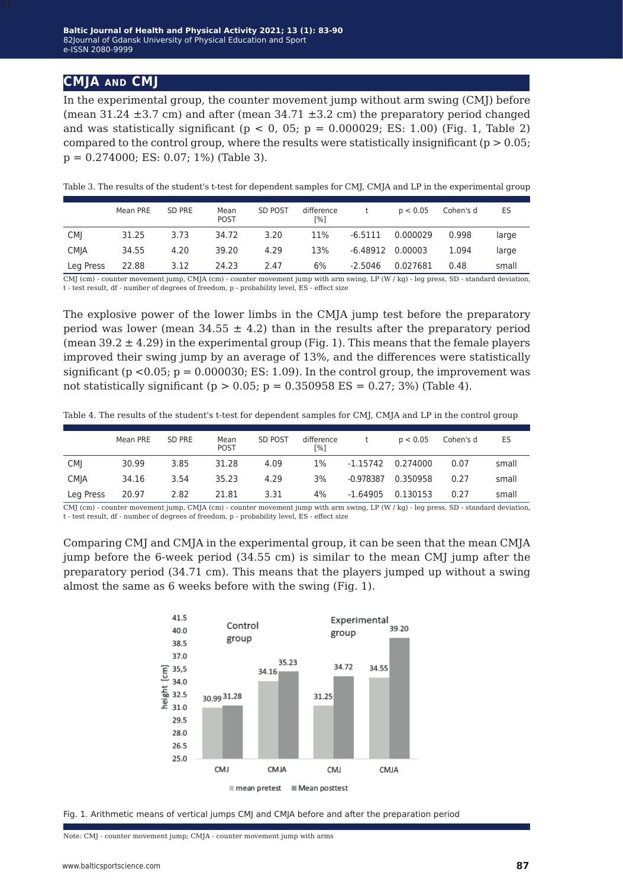## CMJA and CMJ

In the experimental group, the counter movement jump without arm swing (CMJ) before (mean 31.24 ±3.7 cm) and after (mean 34.71 ±3.2 cm) the preparatory period changed and was statistically significant ($p < 0, 05$; $p = 0.000029$; ES: 1.00) (Fig. 1, Table 2) compared to the control group, where the results were statistically insignificant ($p > 0.05$; $p = 0.274000$; ES: 0.07; 1%) (Table 3).

Table 3. The results of the student's t-test for dependent samples for CMJ, CMJA and LP in the experimental group

| | Mean PRE | SD PRE | Mean POST | SD POST | difference [%] | t | p < 0.05 | Cohen's d | ES |
|---|---|---|---|---|---|---|---|---|---|
| CMJ | 31.25 | 3.73 | 34.72 | 3.20 | 11% | -6.5111 | 0.000029 | 0.998 | large |
| CMJA | 34.55 | 4.20 | 39.20 | 4.29 | 13% | -6.48912 | 0.00003 | 1.094 | large |
| Leg Press | 22.88 | 3.12 | 24.23 | 2.47 | 6% | -2.5046 | 0.027681 | 0.48 | small |

CMJ (cm) - counter movement jump, CMJA (cm) - counter movement jump with arm swing, LP (W / kg) - leg press, SD - standard deviation, t - test result, df - number of degrees of freedom, p - probability level, ES - effect size

The explosive power of the lower limbs in the CMJA jump test before the preparatory period was lower (mean 34.55 ± 4.2) than in the results after the preparatory period (mean 39.2 ± 4.29) in the experimental group (Fig. 1). This means that the female players improved their swing jump by an average of 13%, and the differences were statistically significant ($p < 0.05$; $p = 0.000030$; ES: 1.09). In the control group, the improvement was not statistically significant ($p > 0.05$; $p = 0.350958$ ES = 0.27; 3%) (Table 4).

Table 4. The results of the student's t-test for dependent samples for CMJ, CMJA and LP in the control group

| | Mean PRE | SD PRE | Mean POST | SD POST | difference [%] | t | p < 0.05 | Cohen's d | ES |
|---|---|---|---|---|---|---|---|---|---|
| CMJ | 30.99 | 3.85 | 31.28 | 4.09 | 1% | -1.15742 | 0.274000 | 0.07 | small |
| CMJA | 34.16 | 3.54 | 35.23 | 4.29 | 3% | -0.978387 | 0.350958 | 0.27 | small |
| Leg Press | 20.97 | 2.82 | 21.81 | 3.31 | 4% | -1.64905 | 0.130153 | 0.27 | small |

CMJ (cm) - counter movement jump, CMJA (cm) - counter movement jump with arm swing, LP (W / kg) - leg press, SD - standard deviation, t - test result, df - number of degrees of freedom, p - probability level, ES - effect size

Comparing CMJ and CMJA in the experimental group, it can be seen that the mean CMJA jump before the 6-week period (34.55 cm) is similar to the mean CMJ jump after the preparatory period (34.71 cm). This means that the players jumped up without a swing almost the same as 6 weeks before with the swing (Fig. 1).

Fig. 1. Arithmetic means of vertical jumps CMJ and CMJA before and after the preparation period

Note: CMJ - counter movement jump; CMJA - counter movement jump with arms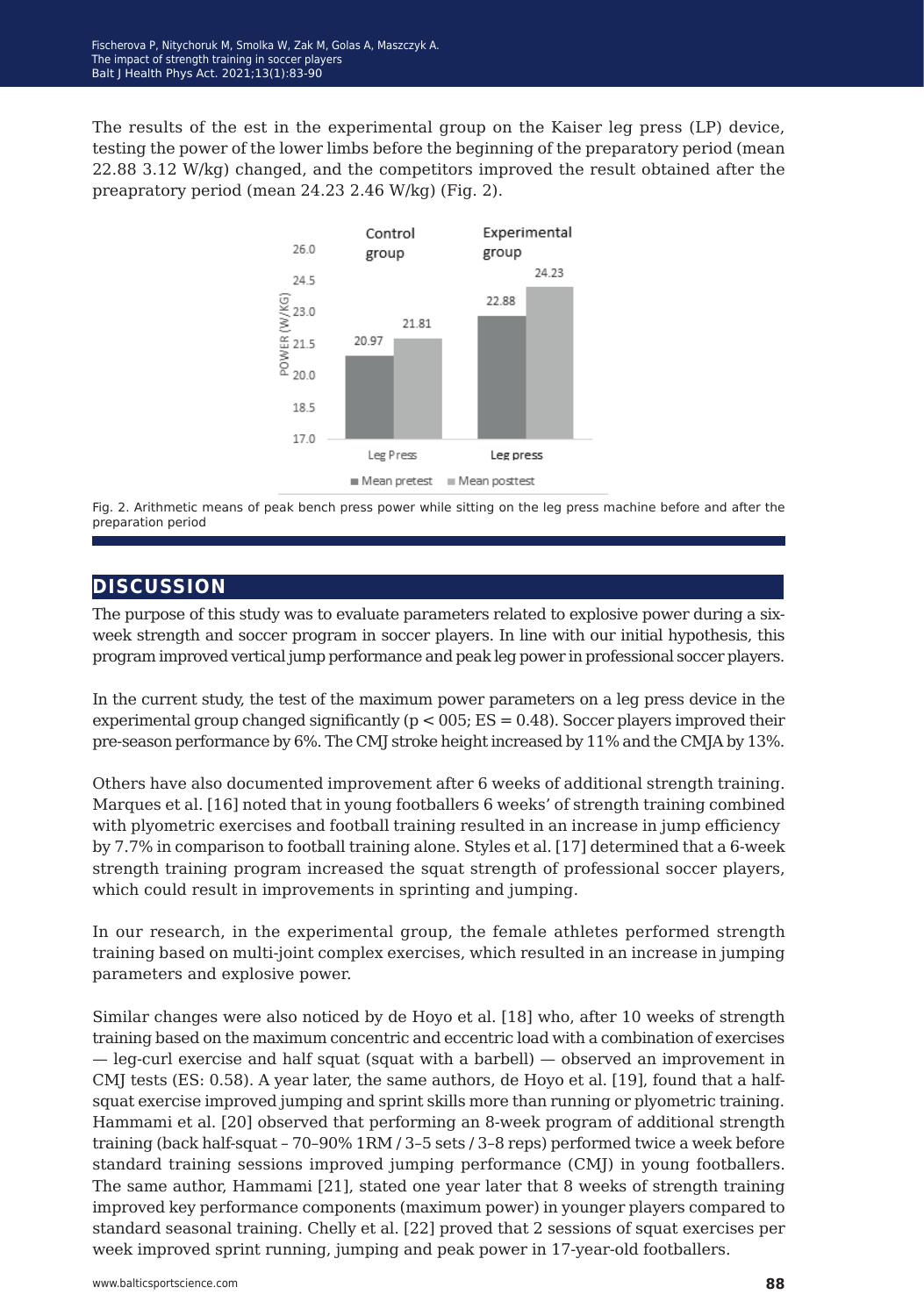The results of the est in the experimental group on the Kaiser leg press (LP) device, testing the power of the lower limbs before the beginning of the preparatory period (mean 22.88 3.12 W/kg) changed, and the competitors improved the result obtained after the preapratory period (mean 24.23 2.46 W/kg) (Fig. 2).

Fig. 2. Arithmetic means of peak bench press power while sitting on the leg press machine before and after the preparation period

## DISCUSSION

The purpose of this study was to evaluate parameters related to explosive power during a six-week strength and soccer program in soccer players. In line with our initial hypothesis, this program improved vertical jump performance and peak leg power in professional soccer players.

In the current study, the test of the maximum power parameters on a leg press device in the experimental group changed significantly ($p < 005$; ES = 0.48). Soccer players improved their pre-season performance by 6%. The CMJ stroke height increased by 11% and the CMJA by 13%.

Others have also documented improvement after 6 weeks of additional strength training. Marques et al. [16] noted that in young footballers 6 weeks' of strength training combined with plyometric exercises and football training resulted in an increase in jump efficiency by 7.7% in comparison to football training alone. Styles et al. [17] determined that a 6-week strength training program increased the squat strength of professional soccer players, which could result in improvements in sprinting and jumping.

In our research, in the experimental group, the female athletes performed strength training based on multi-joint complex exercises, which resulted in an increase in jumping parameters and explosive power.

Similar changes were also noticed by de Hoyo et al. [18] who, after 10 weeks of strength training based on the maximum concentric and eccentric load with a combination of exercises — leg-curl exercise and half squat (squat with a barbell) — observed an improvement in CMJ tests (ES: 0.58). A year later, the same authors, de Hoyo et al. [19], found that a half-squat exercise improved jumping and sprint skills more than running or plyometric training. Hammami et al. [20] observed that performing an 8-week program of additional strength training (back half-squat – 70–90% 1RM / 3–5 sets / 3–8 reps) performed twice a week before standard training sessions improved jumping performance (CMJ) in young footballers. The same author, Hammami [21], stated one year later that 8 weeks of strength training improved key performance components (maximum power) in younger players compared to standard seasonal training. Chelly et al. [22] proved that 2 sessions of squat exercises per week improved sprint running, jumping and peak power in 17-year-old footballers.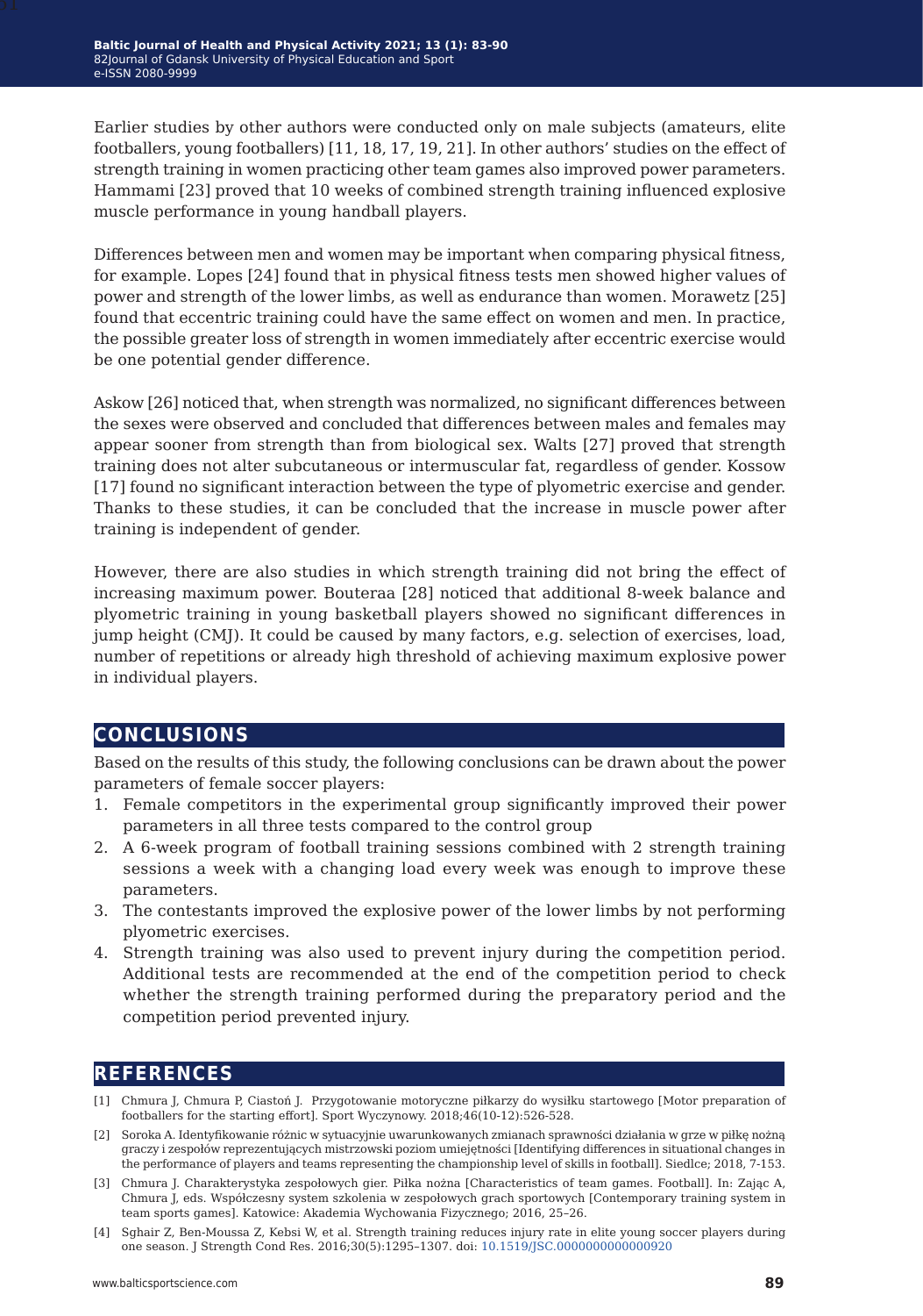Earlier studies by other authors were conducted only on male subjects (amateurs, elite footballers, young footballers) [11, 18, 17, 19, 21]. In other authors' studies on the effect of strength training in women practicing other team games also improved power parameters. Hammami [23] proved that 10 weeks of combined strength training influenced explosive muscle performance in young handball players.

Differences between men and women may be important when comparing physical fitness, for example. Lopes [24] found that in physical fitness tests men showed higher values of power and strength of the lower limbs, as well as endurance than women. Morawetz [25] found that eccentric training could have the same effect on women and men. In practice, the possible greater loss of strength in women immediately after eccentric exercise would be one potential gender difference.

Askow [26] noticed that, when strength was normalized, no significant differences between the sexes were observed and concluded that differences between males and females may appear sooner from strength than from biological sex. Walts [27] proved that strength training does not alter subcutaneous or intermuscular fat, regardless of gender. Kossow [17] found no significant interaction between the type of plyometric exercise and gender. Thanks to these studies, it can be concluded that the increase in muscle power after training is independent of gender.

However, there are also studies in which strength training did not bring the effect of increasing maximum power. Bouteraa [28] noticed that additional 8-week balance and plyometric training in young basketball players showed no significant differences in jump height (CMJ). It could be caused by many factors, e.g. selection of exercises, load, number of repetitions or already high threshold of achieving maximum explosive power in individual players.

## CONCLUSIONS

Based on the results of this study, the following conclusions can be drawn about the power parameters of female soccer players:

1. Female competitors in the experimental group significantly improved their power parameters in all three tests compared to the control group
2. A 6-week program of football training sessions combined with 2 strength training sessions a week with a changing load every week was enough to improve these parameters.
3. The contestants improved the explosive power of the lower limbs by not performing plyometric exercises.
4. Strength training was also used to prevent injury during the competition period. Additional tests are recommended at the end of the competition period to check whether the strength training performed during the preparatory period and the competition period prevented injury.

## REFERENCES

[1] Chmura J, Chmura P, Ciastoń J. Przygotowanie motoryczne piłkarzy do wysiłku startowego [Motor preparation of footballers for the starting effort]. Sport Wyczynowy. 2018;46(10-12):526-528.

[2] Soroka A. Identyfikowanie różnic w sytuacyjnie uwarunkowanych zmianach sprawności działania w grze w piłkę nożną graczy i zespołów reprezentujących mistrzowski poziom umiejętności [Identifying differences in situational changes in the performance of players and teams representing the championship level of skills in football]. Siedlce; 2018, 7-153.

[3] Chmura J. Charakterystyka zespołowych gier. Piłka nożna [Characteristics of team games. Football]. In: Zając A, Chmura J, eds. Współczesny system szkolenia w zespołowych grach sportowych [Contemporary training system in team sports games]. Katowice: Akademia Wychowania Fizycznego; 2016, 25–26.

[4] Sghair Z, Ben-Moussa Z, Kebsi W, et al. Strength training reduces injury rate in elite young soccer players during one season. J Strength Cond Res. 2016;30(5):1295–1307. doi: 10.1519/JSC.0000000000000920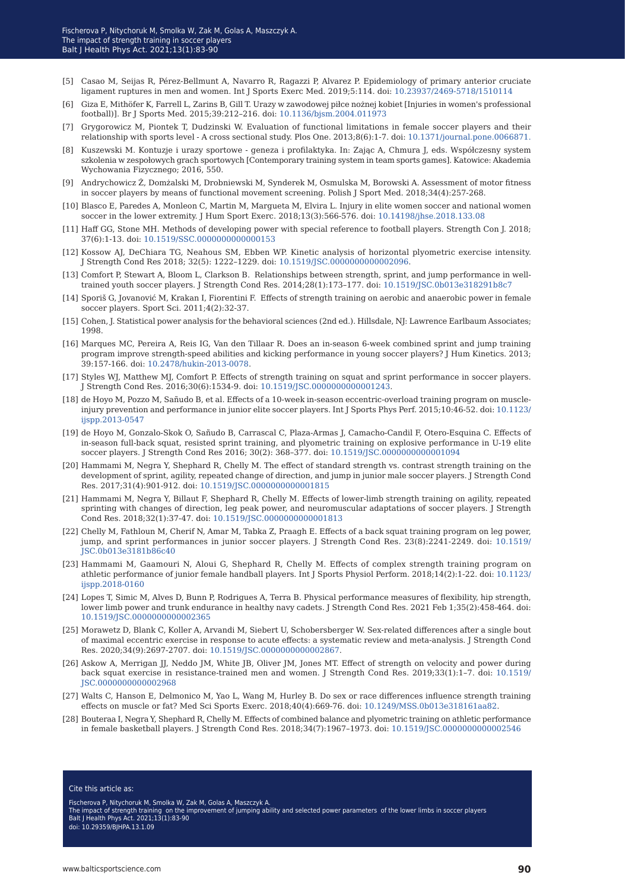[5] Casao M, Seijas R, Pérez-Bellmunt A, Navarro R, Ragazzi P, Alvarez P. Epidemiology of primary anterior cruciate ligament ruptures in men and women. Int J Sports Exerc Med. 2019;5:114. doi: 10.23937/2469-5718/1510114

[6] Giza E, Mithöfer K, Farrell L, Zarins B, Gill T. Urazy w zawodowej piłce nożnej kobiet [Injuries in women's professional football)]. Br J Sports Med. 2015;39:212–216. doi: 10.1136/bjsm.2004.011973

[7] Grygorowicz M, Piontek T, Dudzinski W. Evaluation of functional limitations in female soccer players and their relationship with sports level - A cross sectional study. Plos One. 2013;8(6):1-7. doi: 10.1371/journal.pone.0066871.

[8] Kuszewski M. Kontuzje i urazy sportowe - geneza i profilaktyka. In: Zając A, Chmura J, eds. Współczesny system szkolenia w zespołowych grach sportowych [Contemporary training system in team sports games]. Katowice: Akademia Wychowania Fizycznego; 2016, 550.

[9] Andrychowicz Ż, Domżalski M, Drobniewski M, Synderek M, Osmulska M, Borowski A. Assessment of motor fitness in soccer players by means of functional movement screening. Polish J Sport Med. 2018;34(4):257-268.

[10] Blasco E, Paredes A, Monleon C, Martin M, Margueta M, Elvira L. Injury in elite women soccer and national women soccer in the lower extremity. J Hum Sport Exerc. 2018;13(3):566-576. doi: 10.14198/jhse.2018.133.08

[11] Haff GG, Stone MH. Methods of developing power with special reference to football players. Strength Con J. 2018; 37(6):1-13. doi: 10.1519/SSC.0000000000000153

[12] Kossow AJ, DeChiara TG, Neahous SM, Ebben WP. Kinetic analysis of horizontal plyometric exercise intensity. J Strength Cond Res 2018; 32(5): 1222–1229. doi: 10.1519/JSC.0000000000002096.

[13] Comfort P, Stewart A, Bloom L, Clarkson B. Relationships between strength, sprint, and jump performance in well-trained youth soccer players. J Strength Cond Res. 2014;28(1):173–177. doi: 10.1519/JSC.0b013e318291b8c7

[14] Sporiš G, Jovanović M, Krakan I, Fiorentini F. Effects of strength training on aerobic and anaerobic power in female soccer players. Sport Sci. 2011;4(2):32-37.

[15] Cohen, J. Statistical power analysis for the behavioral sciences (2nd ed.). Hillsdale, NJ: Lawrence Earlbaum Associates; 1998.

[16] Marques MC, Pereira A, Reis IG, Van den Tillaar R. Does an in-season 6-week combined sprint and jump training program improve strength-speed abilities and kicking performance in young soccer players? J Hum Kinetics. 2013; 39:157-166. doi: 10.2478/hukin-2013-0078.

[17] Styles WJ, Matthew MJ, Comfort P. Effects of strength training on squat and sprint performance in soccer players. J Strength Cond Res. 2016;30(6):1534-9. doi: 10.1519/JSC.0000000000001243.

[18] de Hoyo M, Pozzo M, Sañudo B, et al. Effects of a 10-week in-season eccentric-overload training program on muscle-injury prevention and performance in junior elite soccer players. Int J Sports Phys Perf. 2015;10:46-52. doi: 10.1123/ijspp.2013-0547

[19] de Hoyo M, Gonzalo-Skok O, Sañudo B, Carrascal C, Plaza-Armas J, Camacho-Candil F, Otero-Esquina C. Effects of in-season full-back squat, resisted sprint training, and plyometric training on explosive performance in U-19 elite soccer players. J Strength Cond Res 2016; 30(2): 368–377. doi: 10.1519/JSC.0000000000001094

[20] Hammami M, Negra Y, Shephard R, Chelly M. The effect of standard strength vs. contrast strength training on the development of sprint, agility, repeated change of direction, and jump in junior male soccer players. J Strength Cond Res. 2017;31(4):901-912. doi: 10.1519/JSC.0000000000001815

[21] Hammami M, Negra Y, Billaut F, Shephard R, Chelly M. Effects of lower-limb strength training on agility, repeated sprinting with changes of direction, leg peak power, and neuromuscular adaptations of soccer players. J Strength Cond Res. 2018;32(1):37-47. doi: 10.1519/JSC.0000000000001813

[22] Chelly M, Fathloun M, Cherif N, Amar M, Tabka Z, Praagh E. Effects of a back squat training program on leg power, jump, and sprint performances in junior soccer players. J Strength Cond Res. 23(8):2241-2249. doi: 10.1519/JSC.0b013e3181b86c40

[23] Hammami M, Gaamouri N, Aloui G, Shephard R, Chelly M. Effects of complex strength training program on athletic performance of junior female handball players. Int J Sports Physiol Perform. 2018;14(2):1-22. doi: 10.1123/ijspp.2018-0160

[24] Lopes T, Simic M, Alves D, Bunn P, Rodrigues A, Terra B. Physical performance measures of flexibility, hip strength, lower limb power and trunk endurance in healthy navy cadets. J Strength Cond Res. 2021 Feb 1;35(2):458-464. doi: 10.1519/JSC.0000000000002365

[25] Morawetz D, Blank C, Koller A, Arvandi M, Siebert U, Schobersberger W. Sex-related differences after a single bout of maximal eccentric exercise in response to acute effects: a systematic review and meta-analysis. J Strength Cond Res. 2020;34(9):2697-2707. doi: 10.1519/JSC.0000000000002867.

[26] Askow A, Merrigan JJ, Neddo JM, White JB, Oliver JM, Jones MT. Effect of strength on velocity and power during back squat exercise in resistance-trained men and women. J Strength Cond Res. 2019;33(1):1–7. doi: 10.1519/JSC.0000000000002968

[27] Walts C, Hanson E, Delmonico M, Yao L, Wang M, Hurley B. Do sex or race differences influence strength training effects on muscle or fat? Med Sci Sports Exerc. 2018;40(4):669-76. doi: 10.1249/MSS.0b013e318161aa82.

[28] Bouteraa I, Negra Y, Shephard R, Chelly M. Effects of combined balance and plyometric training on athletic performance in female basketball players. J Strength Cond Res. 2018;34(7):1967–1973. doi: 10.1519/JSC.0000000000002546

Cite this article as:

Fischerova P, Nitychoruk M, Smolka W, Zak M, Golas A, Maszczyk A.
The impact of strength training on the improvement of jumping ability and selected power parameters of the lower limbs in soccer players
Balt J Health Phys Act. 2021;13(1):83-90
doi: 10.29359/BJHPA.13.1.09